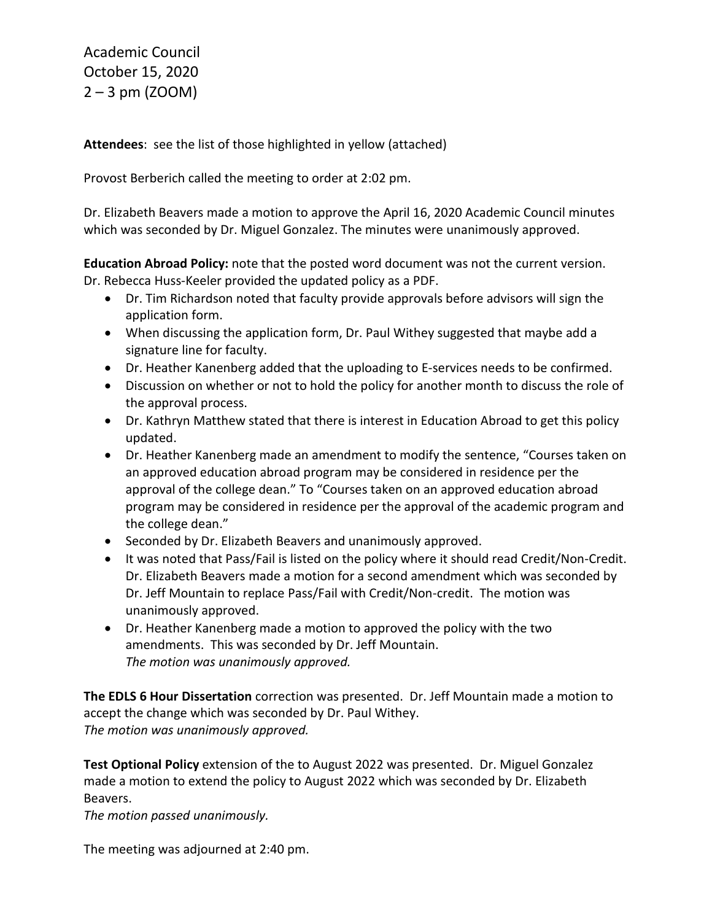Academic Council
October 15, 2020
2 – 3 pm (ZOOM)

**Attendees**: see the list of those highlighted in yellow (attached)

Provost Berberich called the meeting to order at 2:02 pm.

Dr. Elizabeth Beavers made a motion to approve the April 16, 2020 Academic Council minutes which was seconded by Dr. Miguel Gonzalez. The minutes were unanimously approved.

**Education Abroad Policy:** note that the posted word document was not the current version. Dr. Rebecca Huss-Keeler provided the updated policy as a PDF.

- Dr. Tim Richardson noted that faculty provide approvals before advisors will sign the application form.
- When discussing the application form, Dr. Paul Withey suggested that maybe add a signature line for faculty.
- Dr. Heather Kanenberg added that the uploading to E-services needs to be confirmed.
- Discussion on whether or not to hold the policy for another month to discuss the role of the approval process.
- Dr. Kathryn Matthew stated that there is interest in Education Abroad to get this policy updated.
- Dr. Heather Kanenberg made an amendment to modify the sentence, "Courses taken on an approved education abroad program may be considered in residence per the approval of the college dean." To "Courses taken on an approved education abroad program may be considered in residence per the approval of the academic program and the college dean."
- Seconded by Dr. Elizabeth Beavers and unanimously approved.
- It was noted that Pass/Fail is listed on the policy where it should read Credit/Non-Credit. Dr. Elizabeth Beavers made a motion for a second amendment which was seconded by Dr. Jeff Mountain to replace Pass/Fail with Credit/Non-credit. The motion was unanimously approved.
- Dr. Heather Kanenberg made a motion to approved the policy with the two amendments. This was seconded by Dr. Jeff Mountain.
  *The motion was unanimously approved.*

**The EDLS 6 Hour Dissertation** correction was presented. Dr. Jeff Mountain made a motion to accept the change which was seconded by Dr. Paul Withey.
*The motion was unanimously approved.*

**Test Optional Policy** extension of the to August 2022 was presented. Dr. Miguel Gonzalez made a motion to extend the policy to August 2022 which was seconded by Dr. Elizabeth Beavers.
*The motion passed unanimously.*

The meeting was adjourned at 2:40 pm.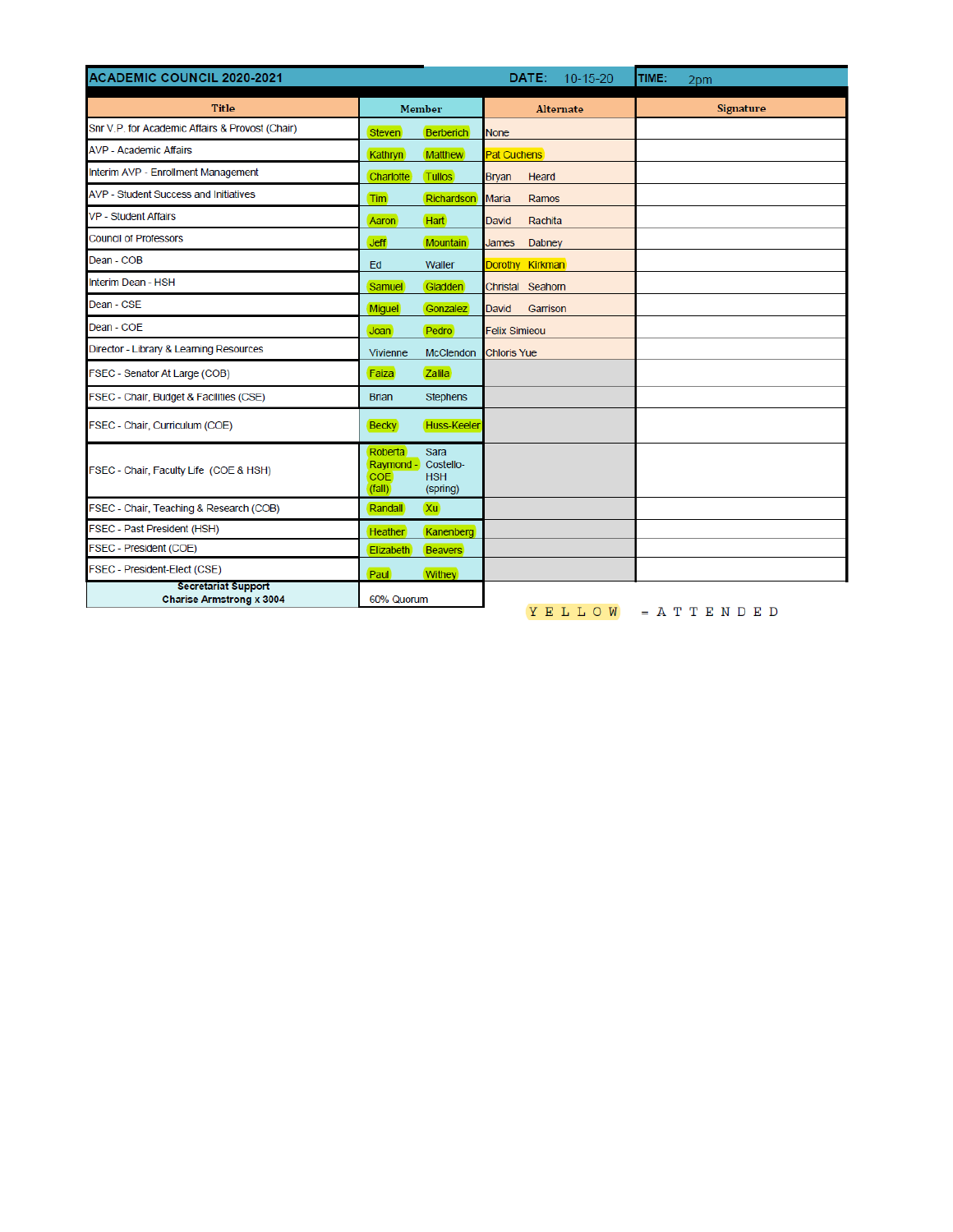| ACADEMIC COUNCIL 2020-2021 | DATE: 10-15-20 | | TIME: 2pm |
|---|---|---|---|
| **Title** | **Member** | **Alternate** | **Signature** |
| Snr V.P. for Academic Affairs & Provost (Chair) | Steven Berberich | None | |
| AVP - Academic Affairs | Kathryn Matthew | Pat Cuchens | |
| Interim AVP - Enrollment Management | Charlotte Tullos | Bryan Heard | |
| AVP - Student Success and Initiatives | Tim Richardson | Maria Ramos | |
| VP - Student Affairs | Aaron Hart | David Rachita | |
| Council of Professors | Jeff Mountain | James Dabney | |
| Dean - COB | Ed Waller | Dorothy Kirkman | |
| Interim Dean - HSH | Samuel Gladden | Christal Seahorn | |
| Dean - CSE | Miguel Gonzalez | David Garrison | |
| Dean - COE | Joan Pedro | Felix Simieou | |
| Director - Library & Learning Resources | Vivienne McClendon | Chloris Yue | |
| FSEC - Senator At Large (COB) | Faiza Zalila | | |
| FSEC - Chair, Budget & Facilities (CSE) | Brian Stephens | | |
| FSEC - Chair, Curriculum (COE) | Becky Huss-Keeler | | |
| FSEC - Chair, Faculty Life (COE & HSH) | Roberta Raymond - COE (fall) Sara Costello-HSH (spring) | | |
| FSEC - Chair, Teaching & Research (COB) | Randall Xu | | |
| FSEC - Past President (HSH) | Heather Kanenberg | | |
| FSEC - President (COE) | Elizabeth Beavers | | |
| FSEC - President-Elect (CSE) | Paul Withey | | |
| **Secretariat Support Charise Armstrong x 3004** | 60% Quorum | | |

YELLOW = ATTENDED